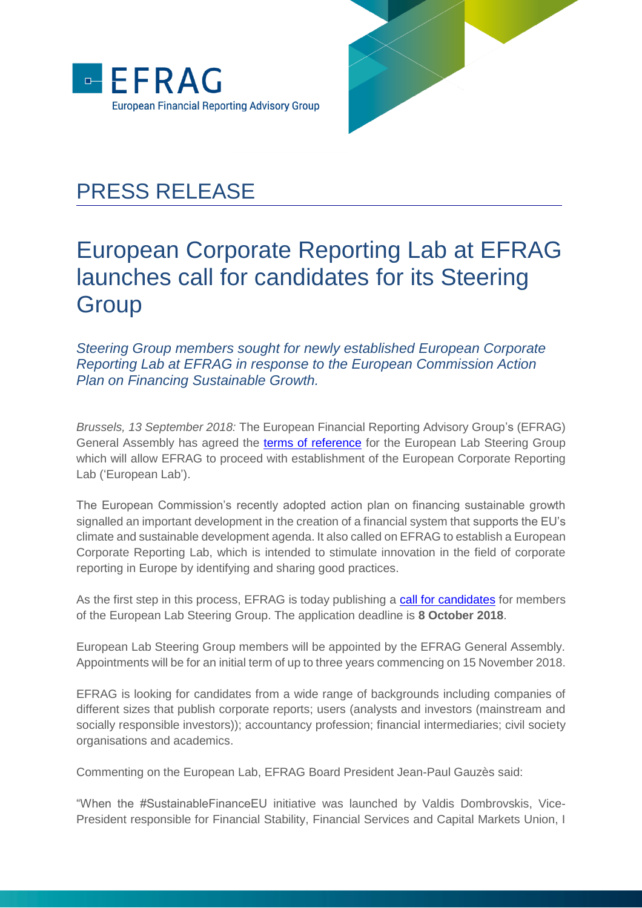EFRAG
European Financial Reporting Advisory Group

# PRESS RELEASE

## European Corporate Reporting Lab at EFRAG launches call for candidates for its Steering Group

*Steering Group members sought for newly established European Corporate Reporting Lab at EFRAG in response to the European Commission Action Plan on Financing Sustainable Growth.*

*Brussels, 13 September 2018:* The European Financial Reporting Advisory Group's (EFRAG) General Assembly has agreed the terms of reference for the European Lab Steering Group which will allow EFRAG to proceed with establishment of the European Corporate Reporting Lab ('European Lab').

The European Commission's recently adopted action plan on financing sustainable growth signalled an important development in the creation of a financial system that supports the EU's climate and sustainable development agenda. It also called on EFRAG to establish a European Corporate Reporting Lab, which is intended to stimulate innovation in the field of corporate reporting in Europe by identifying and sharing good practices.

As the first step in this process, EFRAG is today publishing a call for candidates for members of the European Lab Steering Group. The application deadline is **8 October 2018**.

European Lab Steering Group members will be appointed by the EFRAG General Assembly. Appointments will be for an initial term of up to three years commencing on 15 November 2018.

EFRAG is looking for candidates from a wide range of backgrounds including companies of different sizes that publish corporate reports; users (analysts and investors (mainstream and socially responsible investors)); accountancy profession; financial intermediaries; civil society organisations and academics.

Commenting on the European Lab, EFRAG Board President Jean-Paul Gauzès said:

"When the #SustainableFinanceEU initiative was launched by Valdis Dombrovskis, Vice-President responsible for Financial Stability, Financial Services and Capital Markets Union, I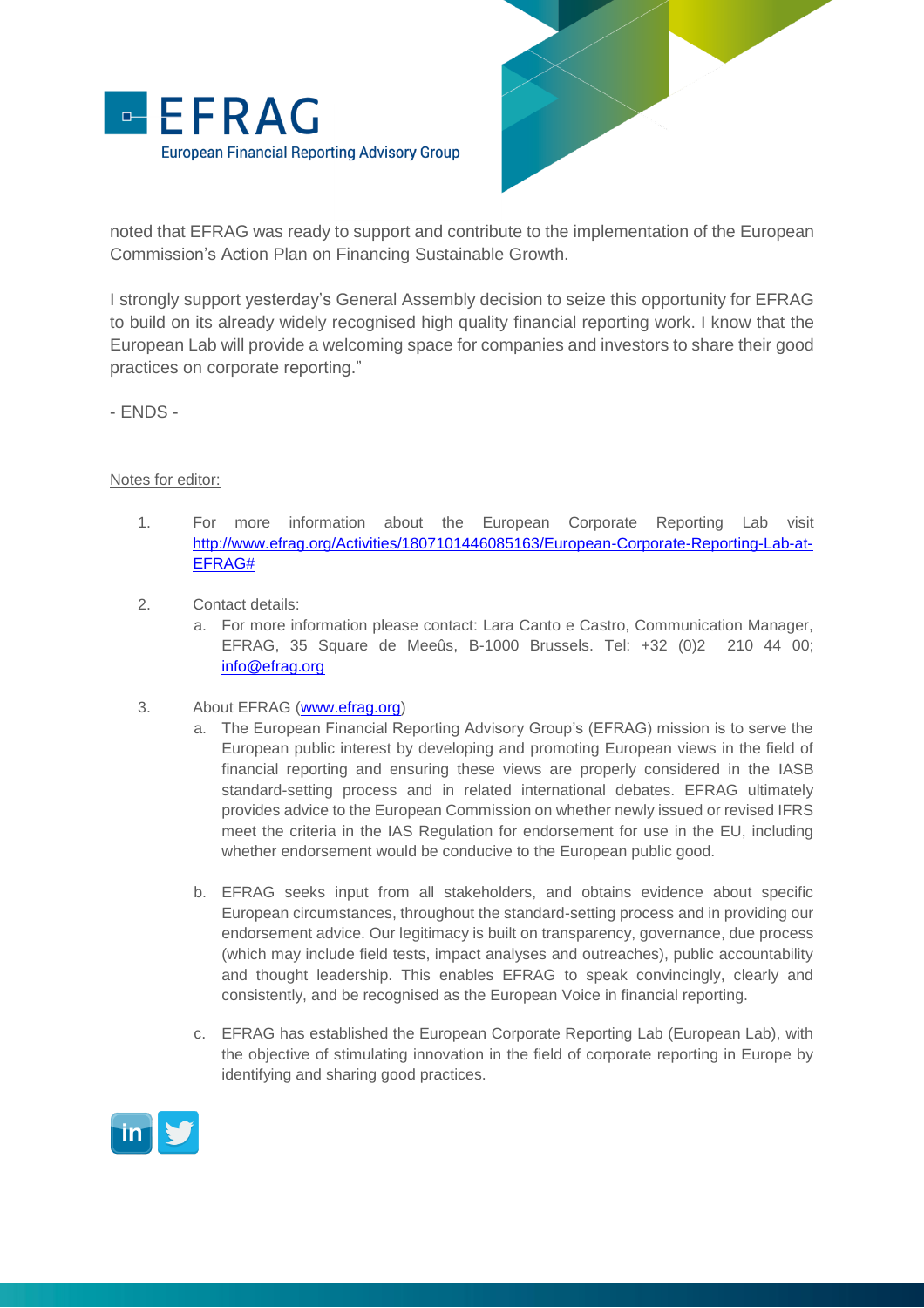noted that EFRAG was ready to support and contribute to the implementation of the European Commission's Action Plan on Financing Sustainable Growth.

I strongly support yesterday's General Assembly decision to seize this opportunity for EFRAG to build on its already widely recognised high quality financial reporting work. I know that the European Lab will provide a welcoming space for companies and investors to share their good practices on corporate reporting."

\- ENDS -

Notes for editor:

1. For more information about the European Corporate Reporting Lab visit http://www.efrag.org/Activities/1807101446085163/European-Corporate-Reporting-Lab-at-EFRAG#

2. Contact details:
   a. For more information please contact: Lara Canto e Castro, Communication Manager, EFRAG, 35 Square de Meeûs, B-1000 Brussels. Tel: +32 (0)2 210 44 00; info@efrag.org

3. About EFRAG (www.efrag.org)
   a. The European Financial Reporting Advisory Group's (EFRAG) mission is to serve the European public interest by developing and promoting European views in the field of financial reporting and ensuring these views are properly considered in the IASB standard-setting process and in related international debates. EFRAG ultimately provides advice to the European Commission on whether newly issued or revised IFRS meet the criteria in the IAS Regulation for endorsement for use in the EU, including whether endorsement would be conducive to the European public good.

   b. EFRAG seeks input from all stakeholders, and obtains evidence about specific European circumstances, throughout the standard-setting process and in providing our endorsement advice. Our legitimacy is built on transparency, governance, due process (which may include field tests, impact analyses and outreaches), public accountability and thought leadership. This enables EFRAG to speak convincingly, clearly and consistently, and be recognised as the European Voice in financial reporting.

   c. EFRAG has established the European Corporate Reporting Lab (European Lab), with the objective of stimulating innovation in the field of corporate reporting in Europe by identifying and sharing good practices.